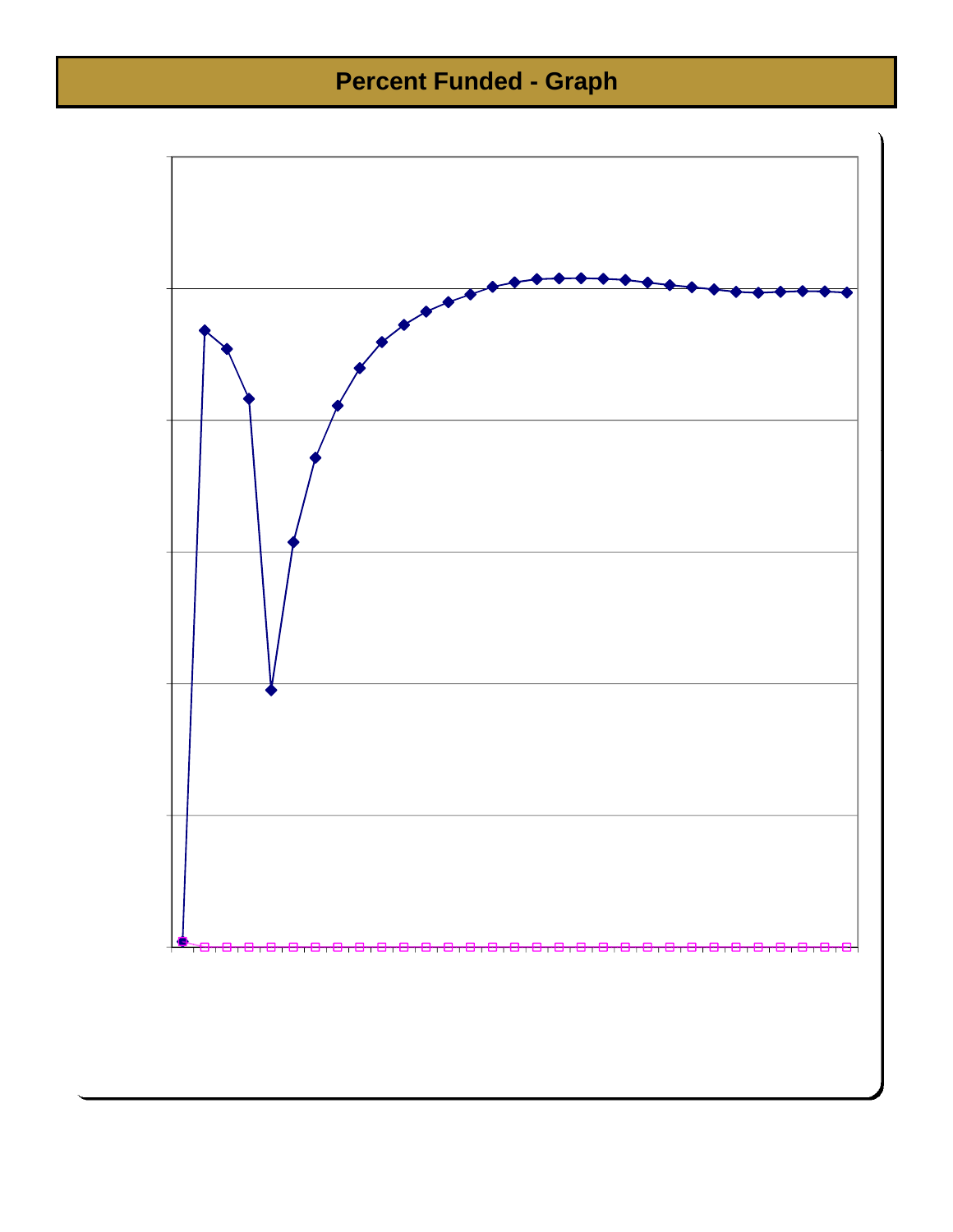# Percent Funded - Graph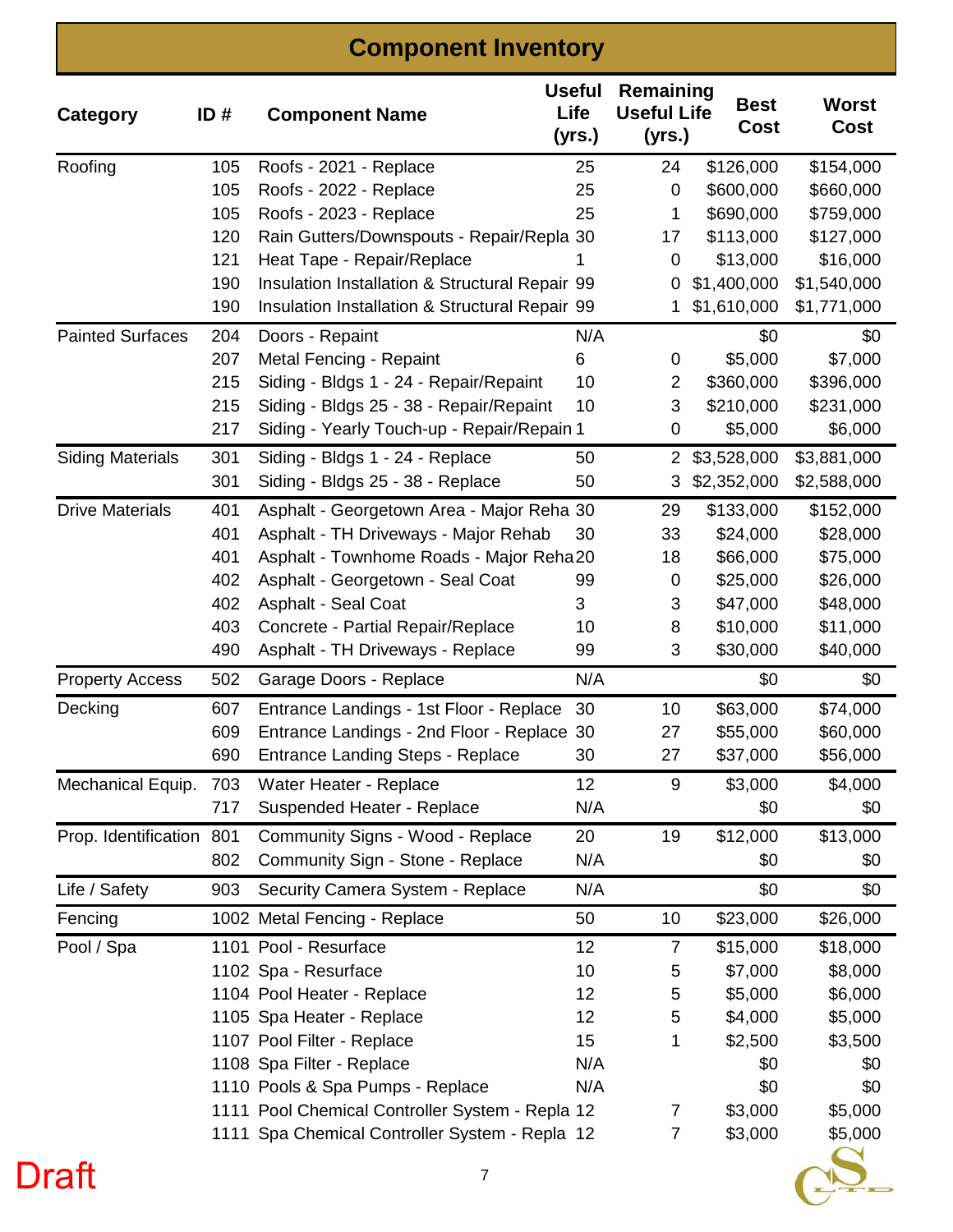# Component Inventory

| Category | ID # | Component Name | Useful Life (yrs.) | Remaining Useful Life (yrs.) | Best Cost | Worst Cost |
|---|---|---|---|---|---|---|
| Roofing | 105 | Roofs - 2021 - Replace | 25 | 24 | $126,000 | $154,000 |
| | 105 | Roofs - 2022 - Replace | 25 | 0 | $600,000 | $660,000 |
| | 105 | Roofs - 2023 - Replace | 25 | 1 | $690,000 | $759,000 |
| | 120 | Rain Gutters/Downspouts - Repair/Repla | 30 | 17 | $113,000 | $127,000 |
| | 121 | Heat Tape - Repair/Replace | 1 | 0 | $13,000 | $16,000 |
| | 190 | Insulation Installation & Structural Repair | 99 | 0 | $1,400,000 | $1,540,000 |
| | 190 | Insulation Installation & Structural Repair | 99 | 1 | $1,610,000 | $1,771,000 |
| Painted Surfaces | 204 | Doors - Repaint | N/A | | $0 | $0 |
| | 207 | Metal Fencing - Repaint | 6 | 0 | $5,000 | $7,000 |
| | 215 | Siding - Bldgs 1 - 24 - Repair/Repaint | 10 | 2 | $360,000 | $396,000 |
| | 215 | Siding - Bldgs 25 - 38 - Repair/Repaint | 10 | 3 | $210,000 | $231,000 |
| | 217 | Siding - Yearly Touch-up - Repair/Repain | 1 | 0 | $5,000 | $6,000 |
| Siding Materials | 301 | Siding - Bldgs 1 - 24 - Replace | 50 | 2 | $3,528,000 | $3,881,000 |
| | 301 | Siding - Bldgs 25 - 38 - Replace | 50 | 3 | $2,352,000 | $2,588,000 |
| Drive Materials | 401 | Asphalt - Georgetown Area - Major Reha | 30 | 29 | $133,000 | $152,000 |
| | 401 | Asphalt - TH Driveways - Major Rehab | 30 | 33 | $24,000 | $28,000 |
| | 401 | Asphalt - Townhome Roads - Major Reha | 20 | 18 | $66,000 | $75,000 |
| | 402 | Asphalt - Georgetown - Seal Coat | 99 | 0 | $25,000 | $26,000 |
| | 402 | Asphalt - Seal Coat | 3 | 3 | $47,000 | $48,000 |
| | 403 | Concrete - Partial Repair/Replace | 10 | 8 | $10,000 | $11,000 |
| | 490 | Asphalt - TH Driveways - Replace | 99 | 3 | $30,000 | $40,000 |
| Property Access | 502 | Garage Doors - Replace | N/A | | $0 | $0 |
| Decking | 607 | Entrance Landings - 1st Floor - Replace | 30 | 10 | $63,000 | $74,000 |
| | 609 | Entrance Landings - 2nd Floor - Replace | 30 | 27 | $55,000 | $60,000 |
| | 690 | Entrance Landing Steps - Replace | 30 | 27 | $37,000 | $56,000 |
| Mechanical Equip. | 703 | Water Heater - Replace | 12 | 9 | $3,000 | $4,000 |
| | 717 | Suspended Heater - Replace | N/A | | $0 | $0 |
| Prop. Identification | 801 | Community Signs - Wood - Replace | 20 | 19 | $12,000 | $13,000 |
| | 802 | Community Sign - Stone - Replace | N/A | | $0 | $0 |
| Life / Safety | 903 | Security Camera System - Replace | N/A | | $0 | $0 |
| Fencing | 1002 | Metal Fencing - Replace | 50 | 10 | $23,000 | $26,000 |
| Pool / Spa | 1101 | Pool - Resurface | 12 | 7 | $15,000 | $18,000 |
| | 1102 | Spa - Resurface | 10 | 5 | $7,000 | $8,000 |
| | 1104 | Pool Heater - Replace | 12 | 5 | $5,000 | $6,000 |
| | 1105 | Spa Heater - Replace | 12 | 5 | $4,000 | $5,000 |
| | 1107 | Pool Filter - Replace | 15 | 1 | $2,500 | $3,500 |
| | 1108 | Spa Filter - Replace | N/A | | $0 | $0 |
| | 1110 | Pools & Spa Pumps - Replace | N/A | | $0 | $0 |
| | 1111 | Pool Chemical Controller System - Repla | 12 | 7 | $3,000 | $5,000 |
| | 1111 | Spa Chemical Controller System - Repla | 12 | 7 | $3,000 | $5,000 |

Draft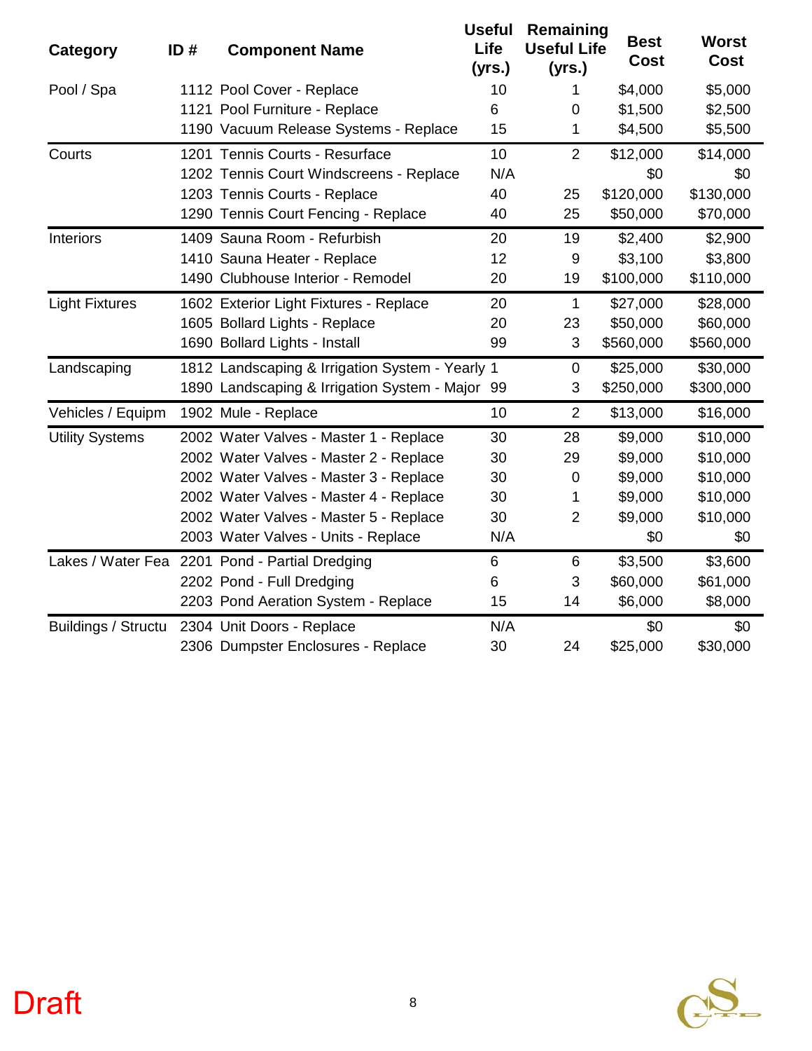| Category | ID # | Component Name | Useful Life (yrs.) | Remaining Useful Life (yrs.) | Best Cost | Worst Cost |
|---|---|---|---|---|---|---|
| Pool / Spa | 1112 | Pool Cover - Replace | 10 | 1 | $4,000 | $5,000 |
| | 1121 | Pool Furniture - Replace | 6 | 0 | $1,500 | $2,500 |
| | 1190 | Vacuum Release Systems - Replace | 15 | 1 | $4,500 | $5,500 |
| Courts | 1201 | Tennis Courts - Resurface | 10 | 2 | $12,000 | $14,000 |
| | 1202 | Tennis Court Windscreens - Replace | N/A | | $0 | $0 |
| | 1203 | Tennis Courts - Replace | 40 | 25 | $120,000 | $130,000 |
| | 1290 | Tennis Court Fencing - Replace | 40 | 25 | $50,000 | $70,000 |
| Interiors | 1409 | Sauna Room - Refurbish | 20 | 19 | $2,400 | $2,900 |
| | 1410 | Sauna Heater - Replace | 12 | 9 | $3,100 | $3,800 |
| | 1490 | Clubhouse Interior - Remodel | 20 | 19 | $100,000 | $110,000 |
| Light Fixtures | 1602 | Exterior Light Fixtures - Replace | 20 | 1 | $27,000 | $28,000 |
| | 1605 | Bollard Lights - Replace | 20 | 23 | $50,000 | $60,000 |
| | 1690 | Bollard Lights - Install | 99 | 3 | $560,000 | $560,000 |
| Landscaping | 1812 | Landscaping & Irrigation System - Yearly | 1 | 0 | $25,000 | $30,000 |
| | 1890 | Landscaping & Irrigation System - Major | 99 | 3 | $250,000 | $300,000 |
| Vehicles / Equipm | 1902 | Mule - Replace | 10 | 2 | $13,000 | $16,000 |
| Utility Systems | 2002 | Water Valves - Master 1 - Replace | 30 | 28 | $9,000 | $10,000 |
| | 2002 | Water Valves - Master 2 - Replace | 30 | 29 | $9,000 | $10,000 |
| | 2002 | Water Valves - Master 3 - Replace | 30 | 0 | $9,000 | $10,000 |
| | 2002 | Water Valves - Master 4 - Replace | 30 | 1 | $9,000 | $10,000 |
| | 2002 | Water Valves - Master 5 - Replace | 30 | 2 | $9,000 | $10,000 |
| | 2003 | Water Valves - Units - Replace | N/A | | $0 | $0 |
| Lakes / Water Fea | 2201 | Pond - Partial Dredging | 6 | 6 | $3,500 | $3,600 |
| | 2202 | Pond - Full Dredging | 6 | 3 | $60,000 | $61,000 |
| | 2203 | Pond Aeration System - Replace | 15 | 14 | $6,000 | $8,000 |
| Buildings / Structu | 2304 | Unit Doors - Replace | N/A | | $0 | $0 |
| | 2306 | Dumpster Enclosures - Replace | 30 | 24 | $25,000 | $30,000 |

Draft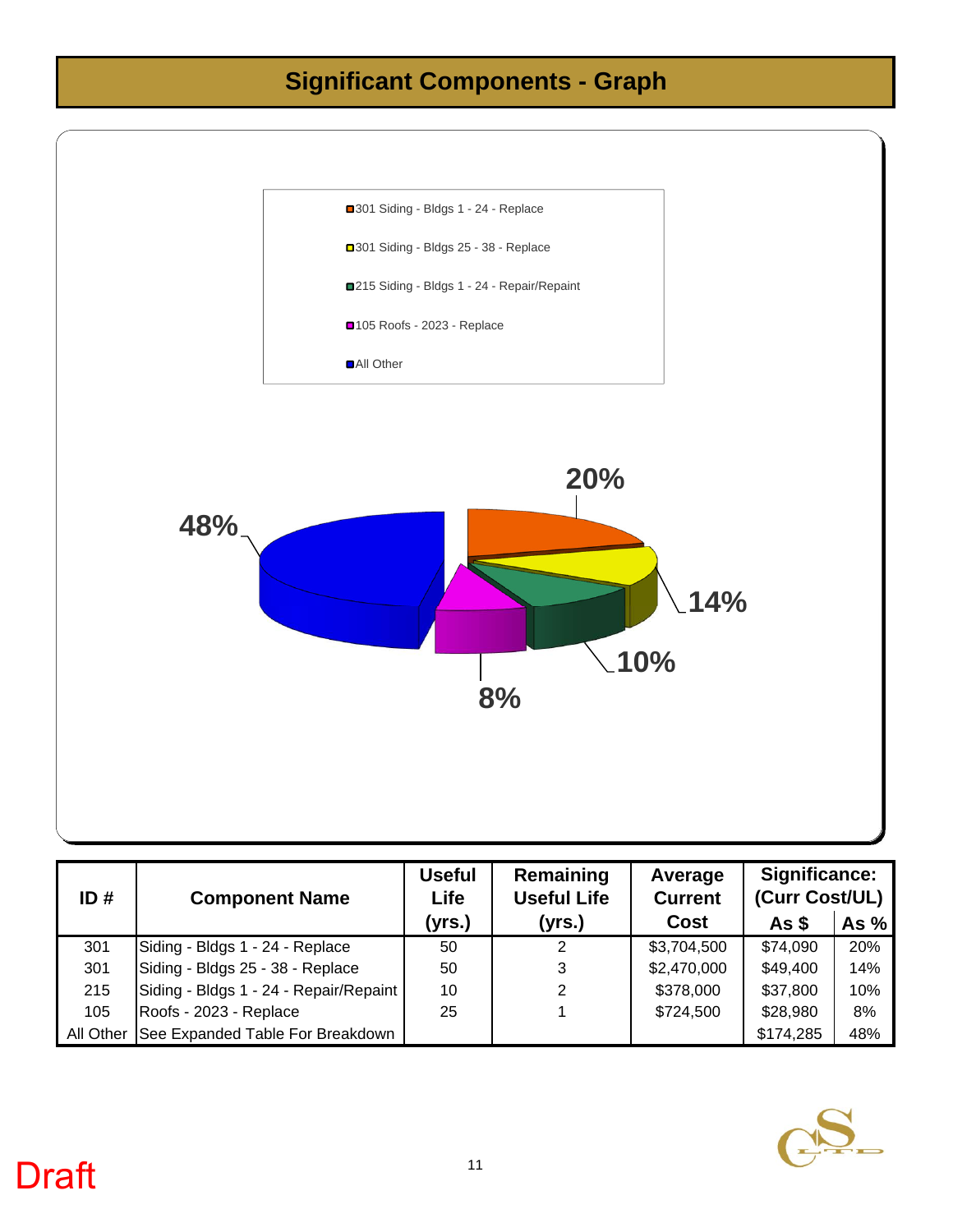# Significant Components - Graph

301 Siding - Bldgs 1 - 24 - Replace

301 Siding - Bldgs 25 - 38 - Replace

215 Siding - Bldgs 1 - 24 - Repair/Repaint

105 Roofs - 2023 - Replace

All Other

20%

14%

10%

8%

48%

| ID # | Component Name | Useful Life (yrs.) | Remaining Useful Life (yrs.) | Average Current Cost | Significance: (Curr Cost/UL) | |
|---|---|---|---|---|---|---|
| | | | | | As $ | As % |
| 301 | Siding - Bldgs 1 - 24 - Replace | 50 | 2 | $3,704,500 | $74,090 | 20% |
| 301 | Siding - Bldgs 25 - 38 - Replace | 50 | 3 | $2,470,000 | $49,400 | 14% |
| 215 | Siding - Bldgs 1 - 24 - Repair/Repaint | 10 | 2 | $378,000 | $37,800 | 10% |
| 105 | Roofs - 2023 - Replace | 25 | 1 | $724,500 | $28,980 | 8% |
| All Other | See Expanded Table For Breakdown | | | | $174,285 | 48% |

Draft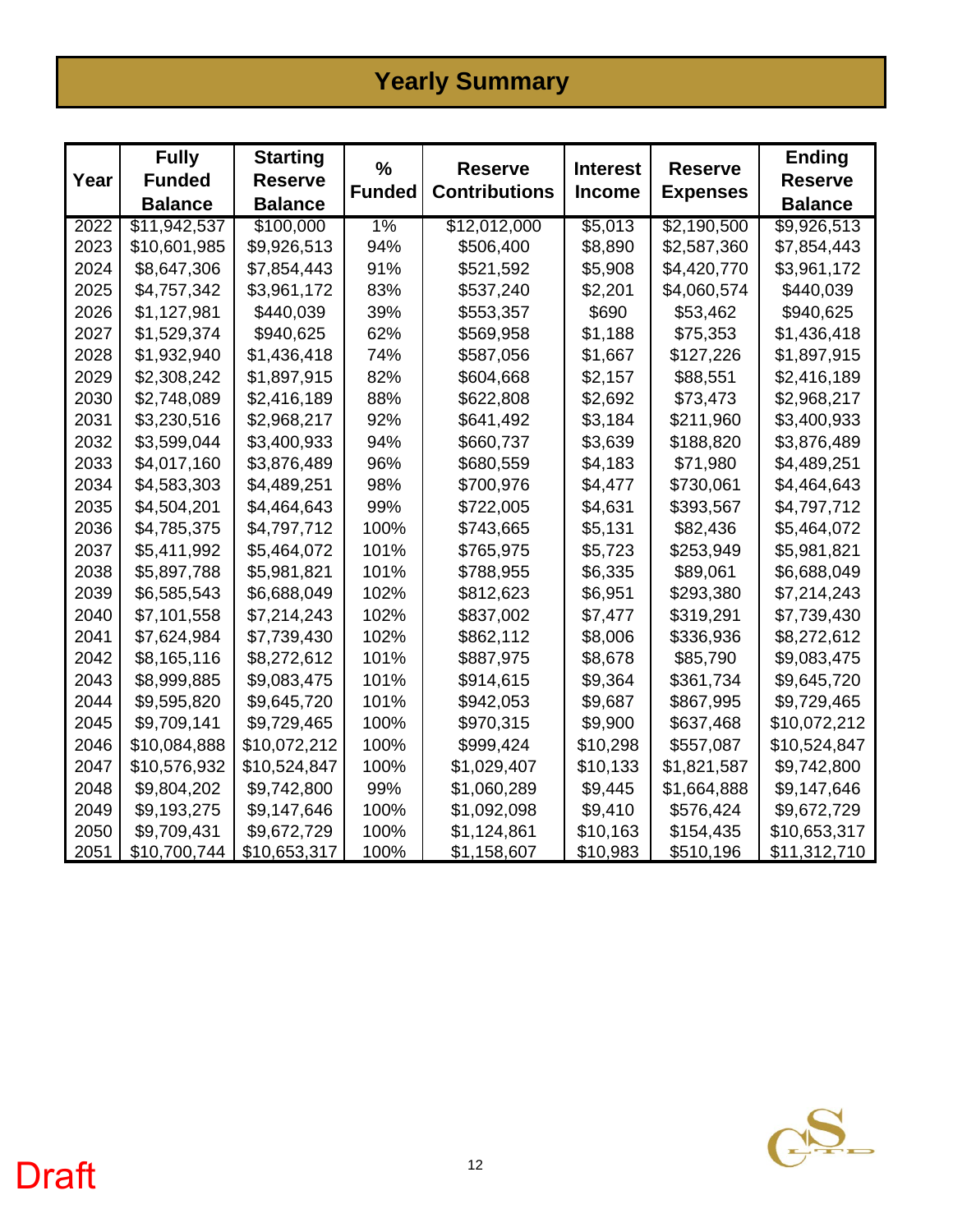# Yearly Summary

| Year | Fully Funded Balance | Starting Reserve Balance | % Funded | Reserve Contributions | Interest Income | Reserve Expenses | Ending Reserve Balance |
|---|---|---|---|---|---|---|---|
| 2022 | $11,942,537 | $100,000 | 1% | $12,012,000 | $5,013 | $2,190,500 | $9,926,513 |
| 2023 | $10,601,985 | $9,926,513 | 94% | $506,400 | $8,890 | $2,587,360 | $7,854,443 |
| 2024 | $8,647,306 | $7,854,443 | 91% | $521,592 | $5,908 | $4,420,770 | $3,961,172 |
| 2025 | $4,757,342 | $3,961,172 | 83% | $537,240 | $2,201 | $4,060,574 | $440,039 |
| 2026 | $1,127,981 | $440,039 | 39% | $553,357 | $690 | $53,462 | $940,625 |
| 2027 | $1,529,374 | $940,625 | 62% | $569,958 | $1,188 | $75,353 | $1,436,418 |
| 2028 | $1,932,940 | $1,436,418 | 74% | $587,056 | $1,667 | $127,226 | $1,897,915 |
| 2029 | $2,308,242 | $1,897,915 | 82% | $604,668 | $2,157 | $88,551 | $2,416,189 |
| 2030 | $2,748,089 | $2,416,189 | 88% | $622,808 | $2,692 | $73,473 | $2,968,217 |
| 2031 | $3,230,516 | $2,968,217 | 92% | $641,492 | $3,184 | $211,960 | $3,400,933 |
| 2032 | $3,599,044 | $3,400,933 | 94% | $660,737 | $3,639 | $188,820 | $3,876,489 |
| 2033 | $4,017,160 | $3,876,489 | 96% | $680,559 | $4,183 | $71,980 | $4,489,251 |
| 2034 | $4,583,303 | $4,489,251 | 98% | $700,976 | $4,477 | $730,061 | $4,464,643 |
| 2035 | $4,504,201 | $4,464,643 | 99% | $722,005 | $4,631 | $393,567 | $4,797,712 |
| 2036 | $4,785,375 | $4,797,712 | 100% | $743,665 | $5,131 | $82,436 | $5,464,072 |
| 2037 | $5,411,992 | $5,464,072 | 101% | $765,975 | $5,723 | $253,949 | $5,981,821 |
| 2038 | $5,897,788 | $5,981,821 | 101% | $788,955 | $6,335 | $89,061 | $6,688,049 |
| 2039 | $6,585,543 | $6,688,049 | 102% | $812,623 | $6,951 | $293,380 | $7,214,243 |
| 2040 | $7,101,558 | $7,214,243 | 102% | $837,002 | $7,477 | $319,291 | $7,739,430 |
| 2041 | $7,624,984 | $7,739,430 | 102% | $862,112 | $8,006 | $336,936 | $8,272,612 |
| 2042 | $8,165,116 | $8,272,612 | 101% | $887,975 | $8,678 | $85,790 | $9,083,475 |
| 2043 | $8,999,885 | $9,083,475 | 101% | $914,615 | $9,364 | $361,734 | $9,645,720 |
| 2044 | $9,595,820 | $9,645,720 | 101% | $942,053 | $9,687 | $867,995 | $9,729,465 |
| 2045 | $9,709,141 | $9,729,465 | 100% | $970,315 | $9,900 | $637,468 | $10,072,212 |
| 2046 | $10,084,888 | $10,072,212 | 100% | $999,424 | $10,298 | $557,087 | $10,524,847 |
| 2047 | $10,576,932 | $10,524,847 | 100% | $1,029,407 | $10,133 | $1,821,587 | $9,742,800 |
| 2048 | $9,804,202 | $9,742,800 | 99% | $1,060,289 | $9,445 | $1,664,888 | $9,147,646 |
| 2049 | $9,193,275 | $9,147,646 | 100% | $1,092,098 | $9,410 | $576,424 | $9,672,729 |
| 2050 | $9,709,431 | $9,672,729 | 100% | $1,124,861 | $10,163 | $154,435 | $10,653,317 |
| 2051 | $10,700,744 | $10,653,317 | 100% | $1,158,607 | $10,983 | $510,196 | $11,312,710 |

Draft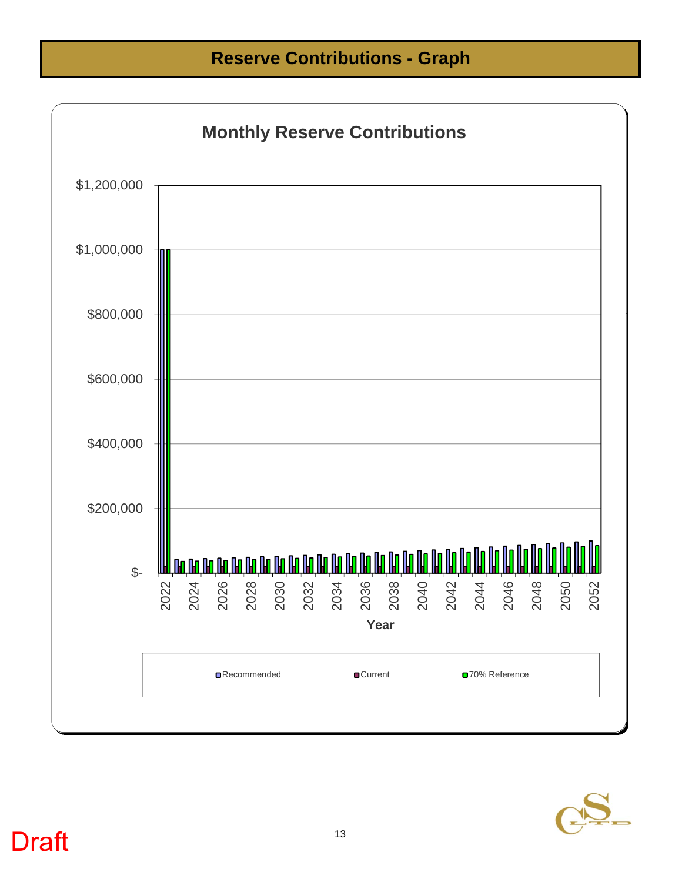# Reserve Contributions - Graph

## Monthly Reserve Contributions

$1,200,000
$1,000,000
$800,000
$600,000
$400,000
$200,000
$-

2022 2024 2026 2028 2030 2032 2034 2036 2038 2040 2042 2044 2046 2048 2050 2052

Year

Recommended | Current | 70% Reference

Draft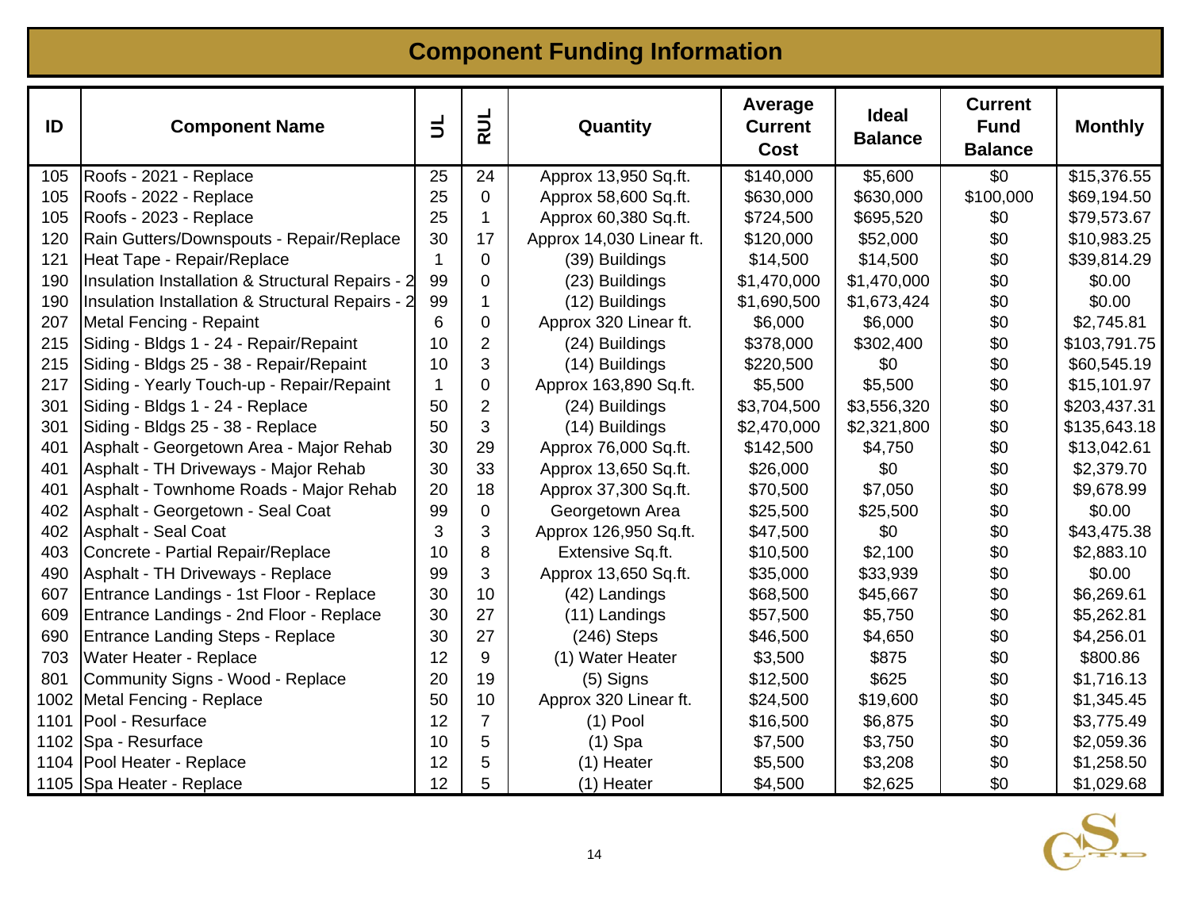## Component Funding Information

| ID | Component Name | UL | RUL | Quantity | Average Current Cost | Ideal Balance | Current Fund Balance | Monthly |
|---|---|---|---|---|---|---|---|---|
| 105 | Roofs - 2021 - Replace | 25 | 24 | Approx 13,950 Sq.ft. | $140,000 | $5,600 | $0 | $15,376.55 |
| 105 | Roofs - 2022 - Replace | 25 | 0 | Approx 58,600 Sq.ft. | $630,000 | $630,000 | $100,000 | $69,194.50 |
| 105 | Roofs - 2023 - Replace | 25 | 1 | Approx 60,380 Sq.ft. | $724,500 | $695,520 | $0 | $79,573.67 |
| 120 | Rain Gutters/Downspouts - Repair/Replace | 30 | 17 | Approx 14,030 Linear ft. | $120,000 | $52,000 | $0 | $10,983.25 |
| 121 | Heat Tape - Repair/Replace | 1 | 0 | (39) Buildings | $14,500 | $14,500 | $0 | $39,814.29 |
| 190 | Insulation Installation & Structural Repairs - 2 | 99 | 0 | (23) Buildings | $1,470,000 | $1,470,000 | $0 | $0.00 |
| 190 | Insulation Installation & Structural Repairs - 2 | 99 | 1 | (12) Buildings | $1,690,500 | $1,673,424 | $0 | $0.00 |
| 207 | Metal Fencing - Repaint | 6 | 0 | Approx 320 Linear ft. | $6,000 | $6,000 | $0 | $2,745.81 |
| 215 | Siding - Bldgs 1 - 24 - Repair/Repaint | 10 | 2 | (24) Buildings | $378,000 | $302,400 | $0 | $103,791.75 |
| 215 | Siding - Bldgs 25 - 38 - Repair/Repaint | 10 | 3 | (14) Buildings | $220,500 | $0 | $0 | $60,545.19 |
| 217 | Siding - Yearly Touch-up - Repair/Repaint | 1 | 0 | Approx 163,890 Sq.ft. | $5,500 | $5,500 | $0 | $15,101.97 |
| 301 | Siding - Bldgs 1 - 24 - Replace | 50 | 2 | (24) Buildings | $3,704,500 | $3,556,320 | $0 | $203,437.31 |
| 301 | Siding - Bldgs 25 - 38 - Replace | 50 | 3 | (14) Buildings | $2,470,000 | $2,321,800 | $0 | $135,643.18 |
| 401 | Asphalt - Georgetown Area - Major Rehab | 30 | 29 | Approx 76,000 Sq.ft. | $142,500 | $4,750 | $0 | $13,042.61 |
| 401 | Asphalt - TH Driveways - Major Rehab | 30 | 33 | Approx 13,650 Sq.ft. | $26,000 | $0 | $0 | $2,379.70 |
| 401 | Asphalt - Townhome Roads - Major Rehab | 20 | 18 | Approx 37,300 Sq.ft. | $70,500 | $7,050 | $0 | $9,678.99 |
| 402 | Asphalt - Georgetown - Seal Coat | 99 | 0 | Georgetown Area | $25,500 | $25,500 | $0 | $0.00 |
| 402 | Asphalt - Seal Coat | 3 | 3 | Approx 126,950 Sq.ft. | $47,500 | $0 | $0 | $43,475.38 |
| 403 | Concrete - Partial Repair/Replace | 10 | 8 | Extensive Sq.ft. | $10,500 | $2,100 | $0 | $2,883.10 |
| 490 | Asphalt - TH Driveways - Replace | 99 | 3 | Approx 13,650 Sq.ft. | $35,000 | $33,939 | $0 | $0.00 |
| 607 | Entrance Landings - 1st Floor - Replace | 30 | 10 | (42) Landings | $68,500 | $45,667 | $0 | $6,269.61 |
| 609 | Entrance Landings - 2nd Floor - Replace | 30 | 27 | (11) Landings | $57,500 | $5,750 | $0 | $5,262.81 |
| 690 | Entrance Landing Steps - Replace | 30 | 27 | (246) Steps | $46,500 | $4,650 | $0 | $4,256.01 |
| 703 | Water Heater - Replace | 12 | 9 | (1) Water Heater | $3,500 | $875 | $0 | $800.86 |
| 801 | Community Signs - Wood - Replace | 20 | 19 | (5) Signs | $12,500 | $625 | $0 | $1,716.13 |
| 1002 | Metal Fencing - Replace | 50 | 10 | Approx 320 Linear ft. | $24,500 | $19,600 | $0 | $1,345.45 |
| 1101 | Pool - Resurface | 12 | 7 | (1) Pool | $16,500 | $6,875 | $0 | $3,775.49 |
| 1102 | Spa - Resurface | 10 | 5 | (1) Spa | $7,500 | $3,750 | $0 | $2,059.36 |
| 1104 | Pool Heater - Replace | 12 | 5 | (1) Heater | $5,500 | $3,208 | $0 | $1,258.50 |
| 1105 | Spa Heater - Replace | 12 | 5 | (1) Heater | $4,500 | $2,625 | $0 | $1,029.68 |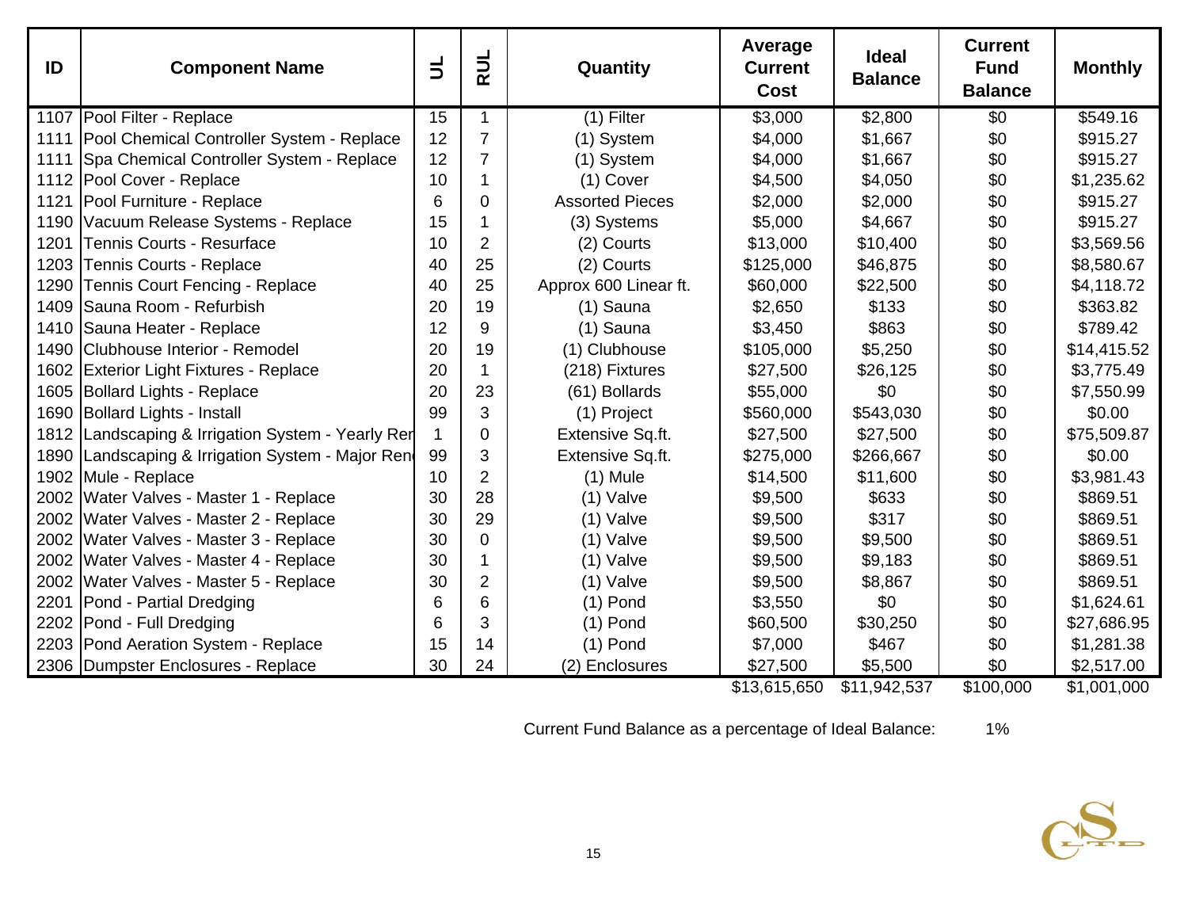| ID | Component Name | UL | RUL | Quantity | Average Current Cost | Ideal Balance | Current Fund Balance | Monthly |
|---|---|---|---|---|---|---|---|---|
| 1107 | Pool Filter - Replace | 15 | 1 | (1) Filter | $3,000 | $2,800 | $0 | $549.16 |
| 1111 | Pool Chemical Controller System - Replace | 12 | 7 | (1) System | $4,000 | $1,667 | $0 | $915.27 |
| 1111 | Spa Chemical Controller System - Replace | 12 | 7 | (1) System | $4,000 | $1,667 | $0 | $915.27 |
| 1112 | Pool Cover - Replace | 10 | 1 | (1) Cover | $4,500 | $4,050 | $0 | $1,235.62 |
| 1121 | Pool Furniture - Replace | 6 | 0 | Assorted Pieces | $2,000 | $2,000 | $0 | $915.27 |
| 1190 | Vacuum Release Systems - Replace | 15 | 1 | (3) Systems | $5,000 | $4,667 | $0 | $915.27 |
| 1201 | Tennis Courts - Resurface | 10 | 2 | (2) Courts | $13,000 | $10,400 | $0 | $3,569.56 |
| 1203 | Tennis Courts - Replace | 40 | 25 | (2) Courts | $125,000 | $46,875 | $0 | $8,580.67 |
| 1290 | Tennis Court Fencing - Replace | 40 | 25 | Approx 600 Linear ft. | $60,000 | $22,500 | $0 | $4,118.72 |
| 1409 | Sauna Room - Refurbish | 20 | 19 | (1) Sauna | $2,650 | $133 | $0 | $363.82 |
| 1410 | Sauna Heater - Replace | 12 | 9 | (1) Sauna | $3,450 | $863 | $0 | $789.42 |
| 1490 | Clubhouse Interior - Remodel | 20 | 19 | (1) Clubhouse | $105,000 | $5,250 | $0 | $14,415.52 |
| 1602 | Exterior Light Fixtures - Replace | 20 | 1 | (218) Fixtures | $27,500 | $26,125 | $0 | $3,775.49 |
| 1605 | Bollard Lights - Replace | 20 | 23 | (61) Bollards | $55,000 | $0 | $0 | $7,550.99 |
| 1690 | Bollard Lights - Install | 99 | 3 | (1) Project | $560,000 | $543,030 | $0 | $0.00 |
| 1812 | Landscaping & Irrigation System - Yearly Ren | 1 | 0 | Extensive Sq.ft. | $27,500 | $27,500 | $0 | $75,509.87 |
| 1890 | Landscaping & Irrigation System - Major Ren | 99 | 3 | Extensive Sq.ft. | $275,000 | $266,667 | $0 | $0.00 |
| 1902 | Mule - Replace | 10 | 2 | (1) Mule | $14,500 | $11,600 | $0 | $3,981.43 |
| 2002 | Water Valves - Master 1 - Replace | 30 | 28 | (1) Valve | $9,500 | $633 | $0 | $869.51 |
| 2002 | Water Valves - Master 2 - Replace | 30 | 29 | (1) Valve | $9,500 | $317 | $0 | $869.51 |
| 2002 | Water Valves - Master 3 - Replace | 30 | 0 | (1) Valve | $9,500 | $9,500 | $0 | $869.51 |
| 2002 | Water Valves - Master 4 - Replace | 30 | 1 | (1) Valve | $9,500 | $9,183 | $0 | $869.51 |
| 2002 | Water Valves - Master 5 - Replace | 30 | 2 | (1) Valve | $9,500 | $8,867 | $0 | $869.51 |
| 2201 | Pond - Partial Dredging | 6 | 6 | (1) Pond | $3,550 | $0 | $0 | $1,624.61 |
| 2202 | Pond - Full Dredging | 6 | 3 | (1) Pond | $60,500 | $30,250 | $0 | $27,686.95 |
| 2203 | Pond Aeration System - Replace | 15 | 14 | (1) Pond | $7,000 | $467 | $0 | $1,281.38 |
| 2306 | Dumpster Enclosures - Replace | 30 | 24 | (2) Enclosures | $27,500 | $5,500 | $0 | $2,517.00 |
| | | | | | $13,615,650 | $11,942,537 | $100,000 | $1,001,000 |

Current Fund Balance as a percentage of Ideal Balance: 1%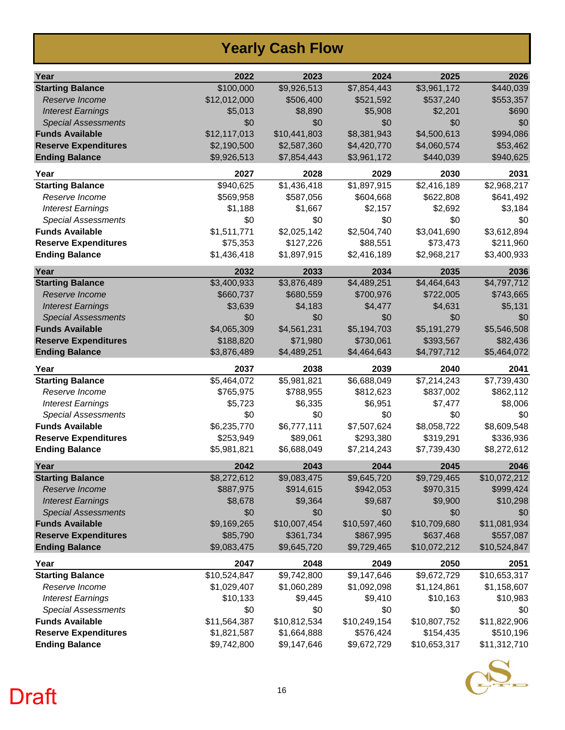# Yearly Cash Flow

| Year | 2022 | 2023 | 2024 | 2025 | 2026 |
|---|---|---|---|---|---|
| **Starting Balance** | $100,000 | $9,926,513 | $7,854,443 | $3,961,172 | $440,039 |
| *Reserve Income* | $12,012,000 | $506,400 | $521,592 | $537,240 | $553,357 |
| *Interest Earnings* | $5,013 | $8,890 | $5,908 | $2,201 | $690 |
| *Special Assessments* | $0 | $0 | $0 | $0 | $0 |
| **Funds Available** | $12,117,013 | $10,441,803 | $8,381,943 | $4,500,613 | $994,086 |
| **Reserve Expenditures** | $2,190,500 | $2,587,360 | $4,420,770 | $4,060,574 | $53,462 |
| **Ending Balance** | $9,926,513 | $7,854,443 | $3,961,172 | $440,039 | $940,625 |

| Year | 2027 | 2028 | 2029 | 2030 | 2031 |
|---|---|---|---|---|---|
| **Starting Balance** | $940,625 | $1,436,418 | $1,897,915 | $2,416,189 | $2,968,217 |
| *Reserve Income* | $569,958 | $587,056 | $604,668 | $622,808 | $641,492 |
| *Interest Earnings* | $1,188 | $1,667 | $2,157 | $2,692 | $3,184 |
| *Special Assessments* | $0 | $0 | $0 | $0 | $0 |
| **Funds Available** | $1,511,771 | $2,025,142 | $2,504,740 | $3,041,690 | $3,612,894 |
| **Reserve Expenditures** | $75,353 | $127,226 | $88,551 | $73,473 | $211,960 |
| **Ending Balance** | $1,436,418 | $1,897,915 | $2,416,189 | $2,968,217 | $3,400,933 |

| Year | 2032 | 2033 | 2034 | 2035 | 2036 |
|---|---|---|---|---|---|
| **Starting Balance** | $3,400,933 | $3,876,489 | $4,489,251 | $4,464,643 | $4,797,712 |
| *Reserve Income* | $660,737 | $680,559 | $700,976 | $722,005 | $743,665 |
| *Interest Earnings* | $3,639 | $4,183 | $4,477 | $4,631 | $5,131 |
| *Special Assessments* | $0 | $0 | $0 | $0 | $0 |
| **Funds Available** | $4,065,309 | $4,561,231 | $5,194,703 | $5,191,279 | $5,546,508 |
| **Reserve Expenditures** | $188,820 | $71,980 | $730,061 | $393,567 | $82,436 |
| **Ending Balance** | $3,876,489 | $4,489,251 | $4,464,643 | $4,797,712 | $5,464,072 |

| Year | 2037 | 2038 | 2039 | 2040 | 2041 |
|---|---|---|---|---|---|
| **Starting Balance** | $5,464,072 | $5,981,821 | $6,688,049 | $7,214,243 | $7,739,430 |
| *Reserve Income* | $765,975 | $788,955 | $812,623 | $837,002 | $862,112 |
| *Interest Earnings* | $5,723 | $6,335 | $6,951 | $7,477 | $8,006 |
| *Special Assessments* | $0 | $0 | $0 | $0 | $0 |
| **Funds Available** | $6,235,770 | $6,777,111 | $7,507,624 | $8,058,722 | $8,609,548 |
| **Reserve Expenditures** | $253,949 | $89,061 | $293,380 | $319,291 | $336,936 |
| **Ending Balance** | $5,981,821 | $6,688,049 | $7,214,243 | $7,739,430 | $8,272,612 |

| Year | 2042 | 2043 | 2044 | 2045 | 2046 |
|---|---|---|---|---|---|
| **Starting Balance** | $8,272,612 | $9,083,475 | $9,645,720 | $9,729,465 | $10,072,212 |
| *Reserve Income* | $887,975 | $914,615 | $942,053 | $970,315 | $999,424 |
| *Interest Earnings* | $8,678 | $9,364 | $9,687 | $9,900 | $10,298 |
| *Special Assessments* | $0 | $0 | $0 | $0 | $0 |
| **Funds Available** | $9,169,265 | $10,007,454 | $10,597,460 | $10,709,680 | $11,081,934 |
| **Reserve Expenditures** | $85,790 | $361,734 | $867,995 | $637,468 | $557,087 |
| **Ending Balance** | $9,083,475 | $9,645,720 | $9,729,465 | $10,072,212 | $10,524,847 |

| Year | 2047 | 2048 | 2049 | 2050 | 2051 |
|---|---|---|---|---|---|
| **Starting Balance** | $10,524,847 | $9,742,800 | $9,147,646 | $9,672,729 | $10,653,317 |
| *Reserve Income* | $1,029,407 | $1,060,289 | $1,092,098 | $1,124,861 | $1,158,607 |
| *Interest Earnings* | $10,133 | $9,445 | $9,410 | $10,163 | $10,983 |
| *Special Assessments* | $0 | $0 | $0 | $0 | $0 |
| **Funds Available** | $11,564,387 | $10,812,534 | $10,249,154 | $10,807,752 | $11,822,906 |
| **Reserve Expenditures** | $1,821,587 | $1,664,888 | $576,424 | $154,435 | $510,196 |
| **Ending Balance** | $9,742,800 | $9,147,646 | $9,672,729 | $10,653,317 | $11,312,710 |

Draft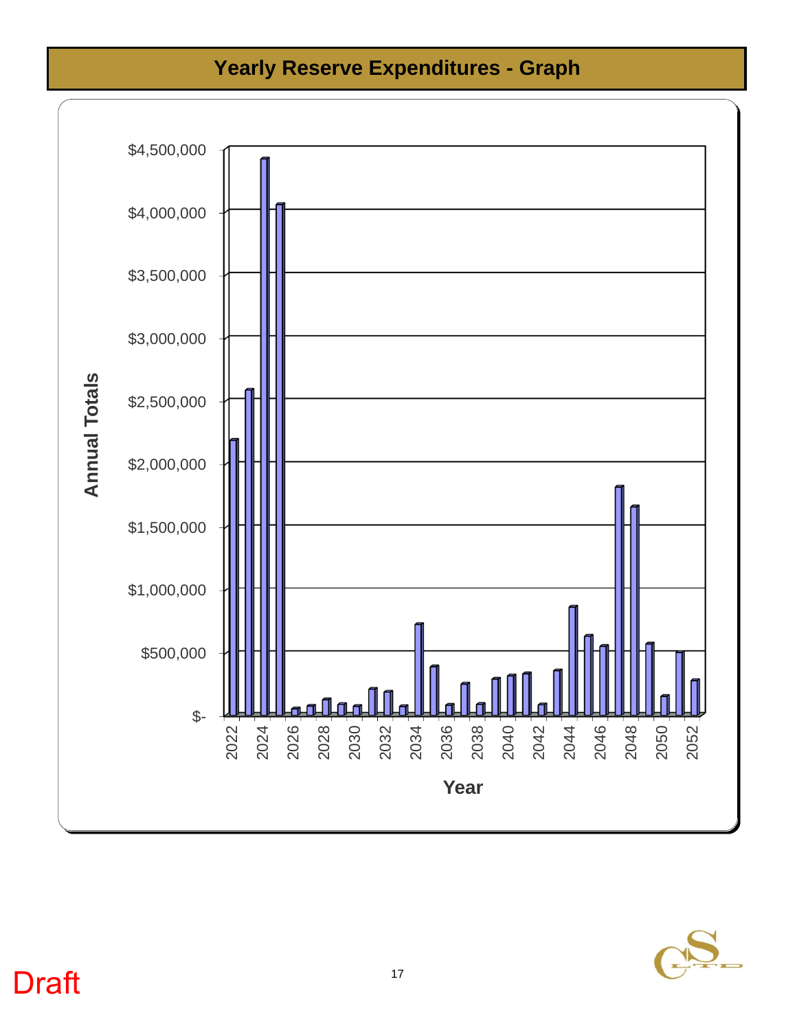# Yearly Reserve Expenditures - Graph

Annual Totals

$4,500,000
$4,000,000
$3,500,000
$3,000,000
$2,500,000
$2,000,000
$1,500,000
$1,000,000
$500,000
$-

2022 2024 2026 2028 2030 2032 2034 2036 2038 2040 2042 2044 2046 2048 2050 2052

Year

Draft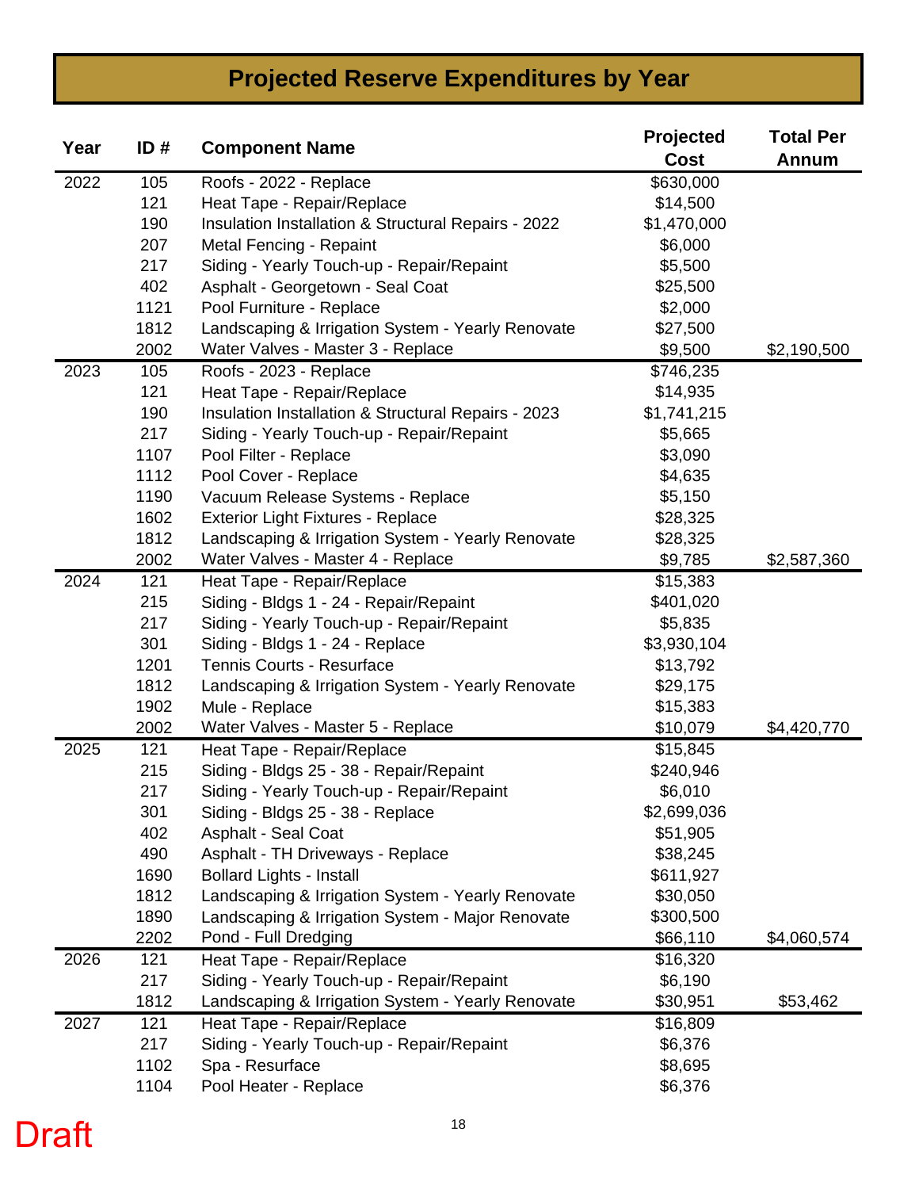# Projected Reserve Expenditures by Year

| Year | ID # | Component Name | Projected Cost | Total Per Annum |
|---|---|---|---|---|
| 2022 | 105 | Roofs - 2022 - Replace | $630,000 | |
| | 121 | Heat Tape - Repair/Replace | $14,500 | |
| | 190 | Insulation Installation & Structural Repairs - 2022 | $1,470,000 | |
| | 207 | Metal Fencing - Repaint | $6,000 | |
| | 217 | Siding - Yearly Touch-up - Repair/Repaint | $5,500 | |
| | 402 | Asphalt - Georgetown - Seal Coat | $25,500 | |
| | 1121 | Pool Furniture - Replace | $2,000 | |
| | 1812 | Landscaping & Irrigation System - Yearly Renovate | $27,500 | |
| | 2002 | Water Valves - Master 3 - Replace | $9,500 | $2,190,500 |
| 2023 | 105 | Roofs - 2023 - Replace | $746,235 | |
| | 121 | Heat Tape - Repair/Replace | $14,935 | |
| | 190 | Insulation Installation & Structural Repairs - 2023 | $1,741,215 | |
| | 217 | Siding - Yearly Touch-up - Repair/Repaint | $5,665 | |
| | 1107 | Pool Filter - Replace | $3,090 | |
| | 1112 | Pool Cover - Replace | $4,635 | |
| | 1190 | Vacuum Release Systems - Replace | $5,150 | |
| | 1602 | Exterior Light Fixtures - Replace | $28,325 | |
| | 1812 | Landscaping & Irrigation System - Yearly Renovate | $28,325 | |
| | 2002 | Water Valves - Master 4 - Replace | $9,785 | $2,587,360 |
| 2024 | 121 | Heat Tape - Repair/Replace | $15,383 | |
| | 215 | Siding - Bldgs 1 - 24 - Repair/Repaint | $401,020 | |
| | 217 | Siding - Yearly Touch-up - Repair/Repaint | $5,835 | |
| | 301 | Siding - Bldgs 1 - 24 - Replace | $3,930,104 | |
| | 1201 | Tennis Courts - Resurface | $13,792 | |
| | 1812 | Landscaping & Irrigation System - Yearly Renovate | $29,175 | |
| | 1902 | Mule - Replace | $15,383 | |
| | 2002 | Water Valves - Master 5 - Replace | $10,079 | $4,420,770 |
| 2025 | 121 | Heat Tape - Repair/Replace | $15,845 | |
| | 215 | Siding - Bldgs 25 - 38 - Repair/Repaint | $240,946 | |
| | 217 | Siding - Yearly Touch-up - Repair/Repaint | $6,010 | |
| | 301 | Siding - Bldgs 25 - 38 - Replace | $2,699,036 | |
| | 402 | Asphalt - Seal Coat | $51,905 | |
| | 490 | Asphalt - TH Driveways - Replace | $38,245 | |
| | 1690 | Bollard Lights - Install | $611,927 | |
| | 1812 | Landscaping & Irrigation System - Yearly Renovate | $30,050 | |
| | 1890 | Landscaping & Irrigation System - Major Renovate | $300,500 | |
| | 2202 | Pond - Full Dredging | $66,110 | $4,060,574 |
| 2026 | 121 | Heat Tape - Repair/Replace | $16,320 | |
| | 217 | Siding - Yearly Touch-up - Repair/Repaint | $6,190 | |
| | 1812 | Landscaping & Irrigation System - Yearly Renovate | $30,951 | $53,462 |
| 2027 | 121 | Heat Tape - Repair/Replace | $16,809 | |
| | 217 | Siding - Yearly Touch-up - Repair/Repaint | $6,376 | |
| | 1102 | Spa - Resurface | $8,695 | |
| | 1104 | Pool Heater - Replace | $6,376 | |

Draft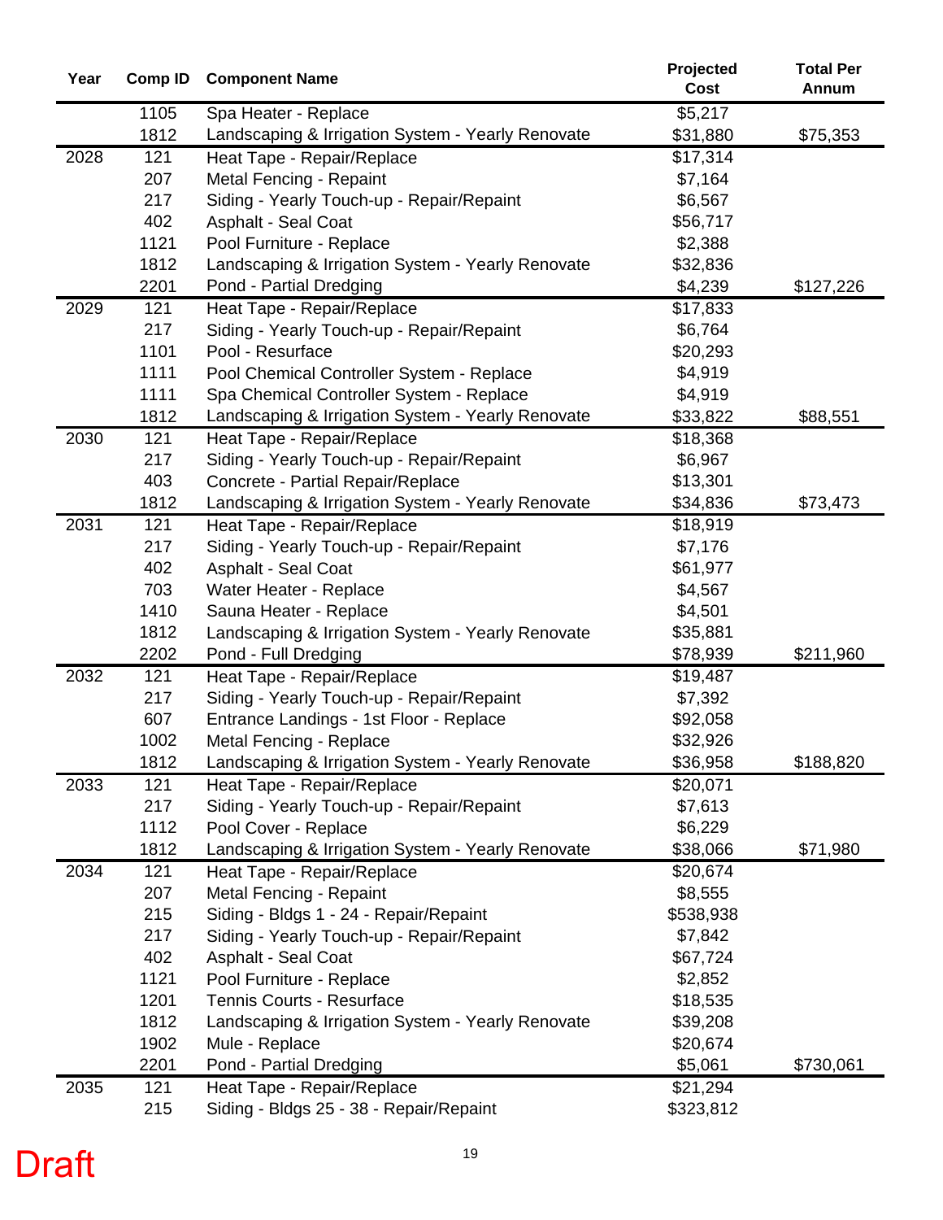| Year | Comp ID | Component Name | Projected Cost | Total Per Annum |
|---|---|---|---|---|
| | 1105 | Spa Heater - Replace | $5,217 | |
| | 1812 | Landscaping & Irrigation System - Yearly Renovate | $31,880 | $75,353 |
| 2028 | 121 | Heat Tape - Repair/Replace | $17,314 | |
| | 207 | Metal Fencing - Repaint | $7,164 | |
| | 217 | Siding - Yearly Touch-up - Repair/Repaint | $6,567 | |
| | 402 | Asphalt - Seal Coat | $56,717 | |
| | 1121 | Pool Furniture - Replace | $2,388 | |
| | 1812 | Landscaping & Irrigation System - Yearly Renovate | $32,836 | |
| | 2201 | Pond - Partial Dredging | $4,239 | $127,226 |
| 2029 | 121 | Heat Tape - Repair/Replace | $17,833 | |
| | 217 | Siding - Yearly Touch-up - Repair/Repaint | $6,764 | |
| | 1101 | Pool - Resurface | $20,293 | |
| | 1111 | Pool Chemical Controller System - Replace | $4,919 | |
| | 1111 | Spa Chemical Controller System - Replace | $4,919 | |
| | 1812 | Landscaping & Irrigation System - Yearly Renovate | $33,822 | $88,551 |
| 2030 | 121 | Heat Tape - Repair/Replace | $18,368 | |
| | 217 | Siding - Yearly Touch-up - Repair/Repaint | $6,967 | |
| | 403 | Concrete - Partial Repair/Replace | $13,301 | |
| | 1812 | Landscaping & Irrigation System - Yearly Renovate | $34,836 | $73,473 |
| 2031 | 121 | Heat Tape - Repair/Replace | $18,919 | |
| | 217 | Siding - Yearly Touch-up - Repair/Repaint | $7,176 | |
| | 402 | Asphalt - Seal Coat | $61,977 | |
| | 703 | Water Heater - Replace | $4,567 | |
| | 1410 | Sauna Heater - Replace | $4,501 | |
| | 1812 | Landscaping & Irrigation System - Yearly Renovate | $35,881 | |
| | 2202 | Pond - Full Dredging | $78,939 | $211,960 |
| 2032 | 121 | Heat Tape - Repair/Replace | $19,487 | |
| | 217 | Siding - Yearly Touch-up - Repair/Repaint | $7,392 | |
| | 607 | Entrance Landings - 1st Floor - Replace | $92,058 | |
| | 1002 | Metal Fencing - Replace | $32,926 | |
| | 1812 | Landscaping & Irrigation System - Yearly Renovate | $36,958 | $188,820 |
| 2033 | 121 | Heat Tape - Repair/Replace | $20,071 | |
| | 217 | Siding - Yearly Touch-up - Repair/Repaint | $7,613 | |
| | 1112 | Pool Cover - Replace | $6,229 | |
| | 1812 | Landscaping & Irrigation System - Yearly Renovate | $38,066 | $71,980 |
| 2034 | 121 | Heat Tape - Repair/Replace | $20,674 | |
| | 207 | Metal Fencing - Repaint | $8,555 | |
| | 215 | Siding - Bldgs 1 - 24 - Repair/Repaint | $538,938 | |
| | 217 | Siding - Yearly Touch-up - Repair/Repaint | $7,842 | |
| | 402 | Asphalt - Seal Coat | $67,724 | |
| | 1121 | Pool Furniture - Replace | $2,852 | |
| | 1201 | Tennis Courts - Resurface | $18,535 | |
| | 1812 | Landscaping & Irrigation System - Yearly Renovate | $39,208 | |
| | 1902 | Mule - Replace | $20,674 | |
| | 2201 | Pond - Partial Dredging | $5,061 | $730,061 |
| 2035 | 121 | Heat Tape - Repair/Replace | $21,294 | |
| | 215 | Siding - Bldgs 25 - 38 - Repair/Repaint | $323,812 | |

Draft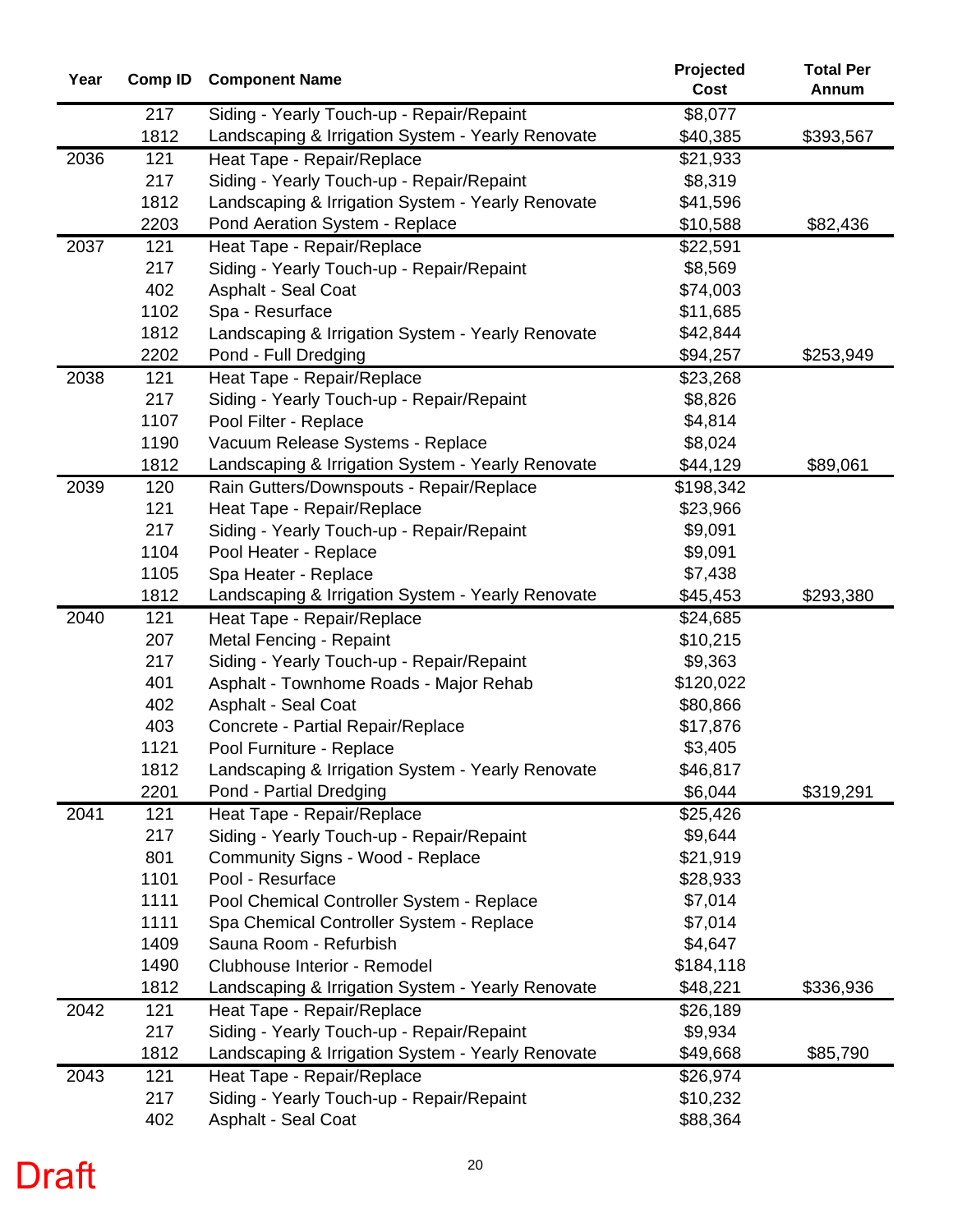| Year | Comp ID | Component Name | Projected Cost | Total Per Annum |
|---|---|---|---|---|
| | 217 | Siding - Yearly Touch-up - Repair/Repaint | $8,077 | |
| | 1812 | Landscaping & Irrigation System - Yearly Renovate | $40,385 | $393,567 |
| 2036 | 121 | Heat Tape - Repair/Replace | $21,933 | |
| | 217 | Siding - Yearly Touch-up - Repair/Repaint | $8,319 | |
| | 1812 | Landscaping & Irrigation System - Yearly Renovate | $41,596 | |
| | 2203 | Pond Aeration System - Replace | $10,588 | $82,436 |
| 2037 | 121 | Heat Tape - Repair/Replace | $22,591 | |
| | 217 | Siding - Yearly Touch-up - Repair/Repaint | $8,569 | |
| | 402 | Asphalt - Seal Coat | $74,003 | |
| | 1102 | Spa - Resurface | $11,685 | |
| | 1812 | Landscaping & Irrigation System - Yearly Renovate | $42,844 | |
| | 2202 | Pond - Full Dredging | $94,257 | $253,949 |
| 2038 | 121 | Heat Tape - Repair/Replace | $23,268 | |
| | 217 | Siding - Yearly Touch-up - Repair/Repaint | $8,826 | |
| | 1107 | Pool Filter - Replace | $4,814 | |
| | 1190 | Vacuum Release Systems - Replace | $8,024 | |
| | 1812 | Landscaping & Irrigation System - Yearly Renovate | $44,129 | $89,061 |
| 2039 | 120 | Rain Gutters/Downspouts - Repair/Replace | $198,342 | |
| | 121 | Heat Tape - Repair/Replace | $23,966 | |
| | 217 | Siding - Yearly Touch-up - Repair/Repaint | $9,091 | |
| | 1104 | Pool Heater - Replace | $9,091 | |
| | 1105 | Spa Heater - Replace | $7,438 | |
| | 1812 | Landscaping & Irrigation System - Yearly Renovate | $45,453 | $293,380 |
| 2040 | 121 | Heat Tape - Repair/Replace | $24,685 | |
| | 207 | Metal Fencing - Repaint | $10,215 | |
| | 217 | Siding - Yearly Touch-up - Repair/Repaint | $9,363 | |
| | 401 | Asphalt - Townhome Roads - Major Rehab | $120,022 | |
| | 402 | Asphalt - Seal Coat | $80,866 | |
| | 403 | Concrete - Partial Repair/Replace | $17,876 | |
| | 1121 | Pool Furniture - Replace | $3,405 | |
| | 1812 | Landscaping & Irrigation System - Yearly Renovate | $46,817 | |
| | 2201 | Pond - Partial Dredging | $6,044 | $319,291 |
| 2041 | 121 | Heat Tape - Repair/Replace | $25,426 | |
| | 217 | Siding - Yearly Touch-up - Repair/Repaint | $9,644 | |
| | 801 | Community Signs - Wood - Replace | $21,919 | |
| | 1101 | Pool - Resurface | $28,933 | |
| | 1111 | Pool Chemical Controller System - Replace | $7,014 | |
| | 1111 | Spa Chemical Controller System - Replace | $7,014 | |
| | 1409 | Sauna Room - Refurbish | $4,647 | |
| | 1490 | Clubhouse Interior - Remodel | $184,118 | |
| | 1812 | Landscaping & Irrigation System - Yearly Renovate | $48,221 | $336,936 |
| 2042 | 121 | Heat Tape - Repair/Replace | $26,189 | |
| | 217 | Siding - Yearly Touch-up - Repair/Repaint | $9,934 | |
| | 1812 | Landscaping & Irrigation System - Yearly Renovate | $49,668 | $85,790 |
| 2043 | 121 | Heat Tape - Repair/Replace | $26,974 | |
| | 217 | Siding - Yearly Touch-up - Repair/Repaint | $10,232 | |
| | 402 | Asphalt - Seal Coat | $88,364 | |

Draft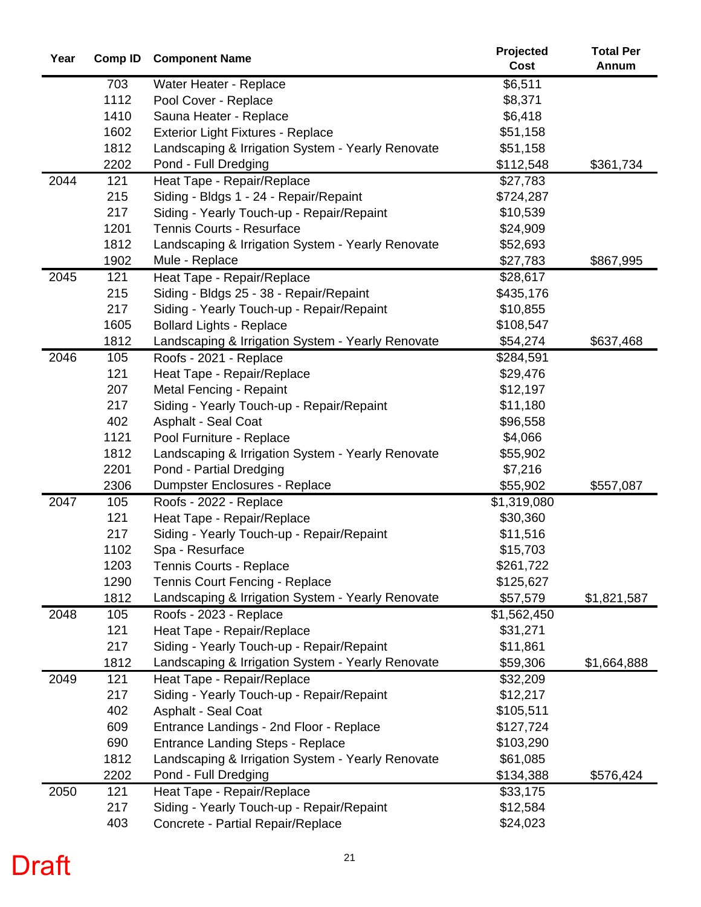| Year | Comp ID | Component Name | Projected Cost | Total Per Annum |
|---|---|---|---|---|
| | 703 | Water Heater - Replace | $6,511 | |
| | 1112 | Pool Cover - Replace | $8,371 | |
| | 1410 | Sauna Heater - Replace | $6,418 | |
| | 1602 | Exterior Light Fixtures - Replace | $51,158 | |
| | 1812 | Landscaping & Irrigation System - Yearly Renovate | $51,158 | |
| | 2202 | Pond - Full Dredging | $112,548 | $361,734 |
| 2044 | 121 | Heat Tape - Repair/Replace | $27,783 | |
| | 215 | Siding - Bldgs 1 - 24 - Repair/Repaint | $724,287 | |
| | 217 | Siding - Yearly Touch-up - Repair/Repaint | $10,539 | |
| | 1201 | Tennis Courts - Resurface | $24,909 | |
| | 1812 | Landscaping & Irrigation System - Yearly Renovate | $52,693 | |
| | 1902 | Mule - Replace | $27,783 | $867,995 |
| 2045 | 121 | Heat Tape - Repair/Replace | $28,617 | |
| | 215 | Siding - Bldgs 25 - 38 - Repair/Repaint | $435,176 | |
| | 217 | Siding - Yearly Touch-up - Repair/Repaint | $10,855 | |
| | 1605 | Bollard Lights - Replace | $108,547 | |
| | 1812 | Landscaping & Irrigation System - Yearly Renovate | $54,274 | $637,468 |
| 2046 | 105 | Roofs - 2021 - Replace | $284,591 | |
| | 121 | Heat Tape - Repair/Replace | $29,476 | |
| | 207 | Metal Fencing - Repaint | $12,197 | |
| | 217 | Siding - Yearly Touch-up - Repair/Repaint | $11,180 | |
| | 402 | Asphalt - Seal Coat | $96,558 | |
| | 1121 | Pool Furniture - Replace | $4,066 | |
| | 1812 | Landscaping & Irrigation System - Yearly Renovate | $55,902 | |
| | 2201 | Pond - Partial Dredging | $7,216 | |
| | 2306 | Dumpster Enclosures - Replace | $55,902 | $557,087 |
| 2047 | 105 | Roofs - 2022 - Replace | $1,319,080 | |
| | 121 | Heat Tape - Repair/Replace | $30,360 | |
| | 217 | Siding - Yearly Touch-up - Repair/Repaint | $11,516 | |
| | 1102 | Spa - Resurface | $15,703 | |
| | 1203 | Tennis Courts - Replace | $261,722 | |
| | 1290 | Tennis Court Fencing - Replace | $125,627 | |
| | 1812 | Landscaping & Irrigation System - Yearly Renovate | $57,579 | $1,821,587 |
| 2048 | 105 | Roofs - 2023 - Replace | $1,562,450 | |
| | 121 | Heat Tape - Repair/Replace | $31,271 | |
| | 217 | Siding - Yearly Touch-up - Repair/Repaint | $11,861 | |
| | 1812 | Landscaping & Irrigation System - Yearly Renovate | $59,306 | $1,664,888 |
| 2049 | 121 | Heat Tape - Repair/Replace | $32,209 | |
| | 217 | Siding - Yearly Touch-up - Repair/Repaint | $12,217 | |
| | 402 | Asphalt - Seal Coat | $105,511 | |
| | 609 | Entrance Landings - 2nd Floor - Replace | $127,724 | |
| | 690 | Entrance Landing Steps - Replace | $103,290 | |
| | 1812 | Landscaping & Irrigation System - Yearly Renovate | $61,085 | |
| | 2202 | Pond - Full Dredging | $134,388 | $576,424 |
| 2050 | 121 | Heat Tape - Repair/Replace | $33,175 | |
| | 217 | Siding - Yearly Touch-up - Repair/Repaint | $12,584 | |
| | 403 | Concrete - Partial Repair/Replace | $24,023 | |

Draft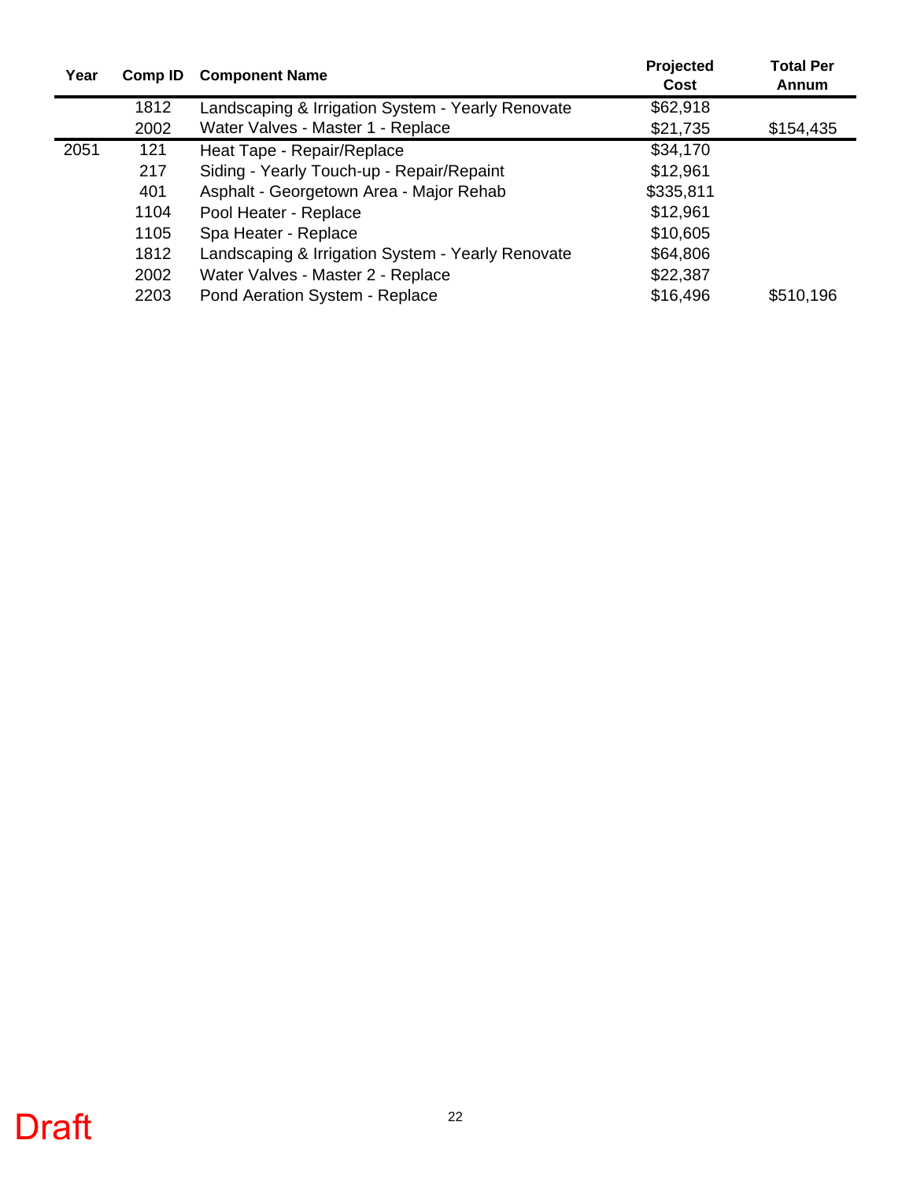| Year | Comp ID | Component Name | Projected Cost | Total Per Annum |
|---|---|---|---|---|
| | 1812 | Landscaping & Irrigation System - Yearly Renovate | $62,918 | |
| | 2002 | Water Valves - Master 1 - Replace | $21,735 | $154,435 |
| 2051 | 121 | Heat Tape - Repair/Replace | $34,170 | |
| | 217 | Siding - Yearly Touch-up - Repair/Repaint | $12,961 | |
| | 401 | Asphalt - Georgetown Area - Major Rehab | $335,811 | |
| | 1104 | Pool Heater - Replace | $12,961 | |
| | 1105 | Spa Heater - Replace | $10,605 | |
| | 1812 | Landscaping & Irrigation System - Yearly Renovate | $64,806 | |
| | 2002 | Water Valves - Master 2 - Replace | $22,387 | |
| | 2203 | Pond Aeration System - Replace | $16,496 | $510,196 |

Draft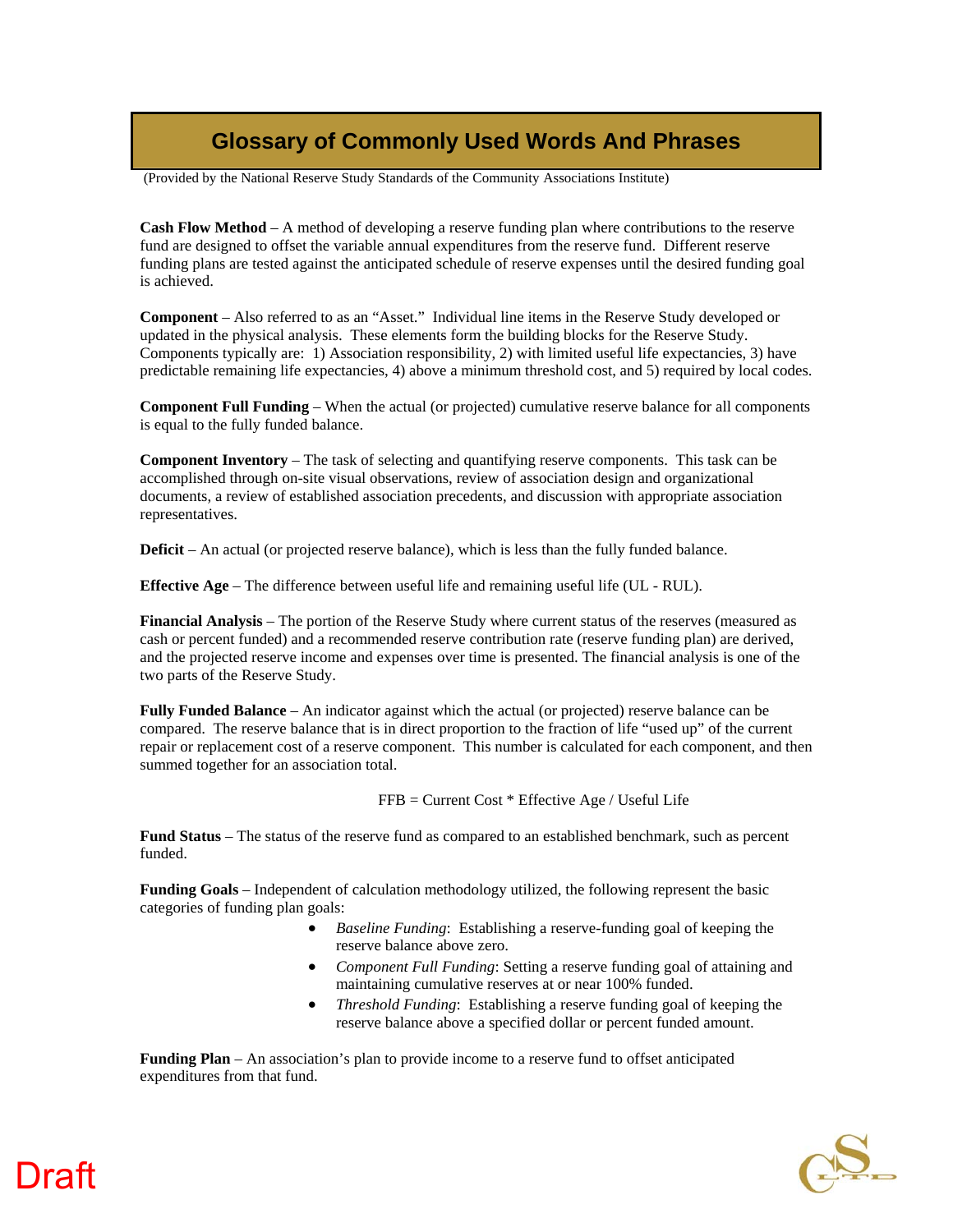# Glossary of Commonly Used Words And Phrases

(Provided by the National Reserve Study Standards of the Community Associations Institute)

**Cash Flow Method** – A method of developing a reserve funding plan where contributions to the reserve fund are designed to offset the variable annual expenditures from the reserve fund. Different reserve funding plans are tested against the anticipated schedule of reserve expenses until the desired funding goal is achieved.

**Component** – Also referred to as an "Asset." Individual line items in the Reserve Study developed or updated in the physical analysis. These elements form the building blocks for the Reserve Study. Components typically are: 1) Association responsibility, 2) with limited useful life expectancies, 3) have predictable remaining life expectancies, 4) above a minimum threshold cost, and 5) required by local codes.

**Component Full Funding** – When the actual (or projected) cumulative reserve balance for all components is equal to the fully funded balance.

**Component Inventory** – The task of selecting and quantifying reserve components. This task can be accomplished through on-site visual observations, review of association design and organizational documents, a review of established association precedents, and discussion with appropriate association representatives.

**Deficit** – An actual (or projected reserve balance), which is less than the fully funded balance.

**Effective Age** – The difference between useful life and remaining useful life (UL - RUL).

**Financial Analysis** – The portion of the Reserve Study where current status of the reserves (measured as cash or percent funded) and a recommended reserve contribution rate (reserve funding plan) are derived, and the projected reserve income and expenses over time is presented. The financial analysis is one of the two parts of the Reserve Study.

**Fully Funded Balance** – An indicator against which the actual (or projected) reserve balance can be compared. The reserve balance that is in direct proportion to the fraction of life "used up" of the current repair or replacement cost of a reserve component. This number is calculated for each component, and then summed together for an association total.

$$FFB = \text{Current Cost} * \text{Effective Age} / \text{Useful Life}$$

**Fund Status** – The status of the reserve fund as compared to an established benchmark, such as percent funded.

**Funding Goals** – Independent of calculation methodology utilized, the following represent the basic categories of funding plan goals:

- *Baseline Funding*: Establishing a reserve-funding goal of keeping the reserve balance above zero.
- *Component Full Funding*: Setting a reserve funding goal of attaining and maintaining cumulative reserves at or near 100% funded.
- *Threshold Funding*: Establishing a reserve funding goal of keeping the reserve balance above a specified dollar or percent funded amount.

**Funding Plan** – An association's plan to provide income to a reserve fund to offset anticipated expenditures from that fund.

Draft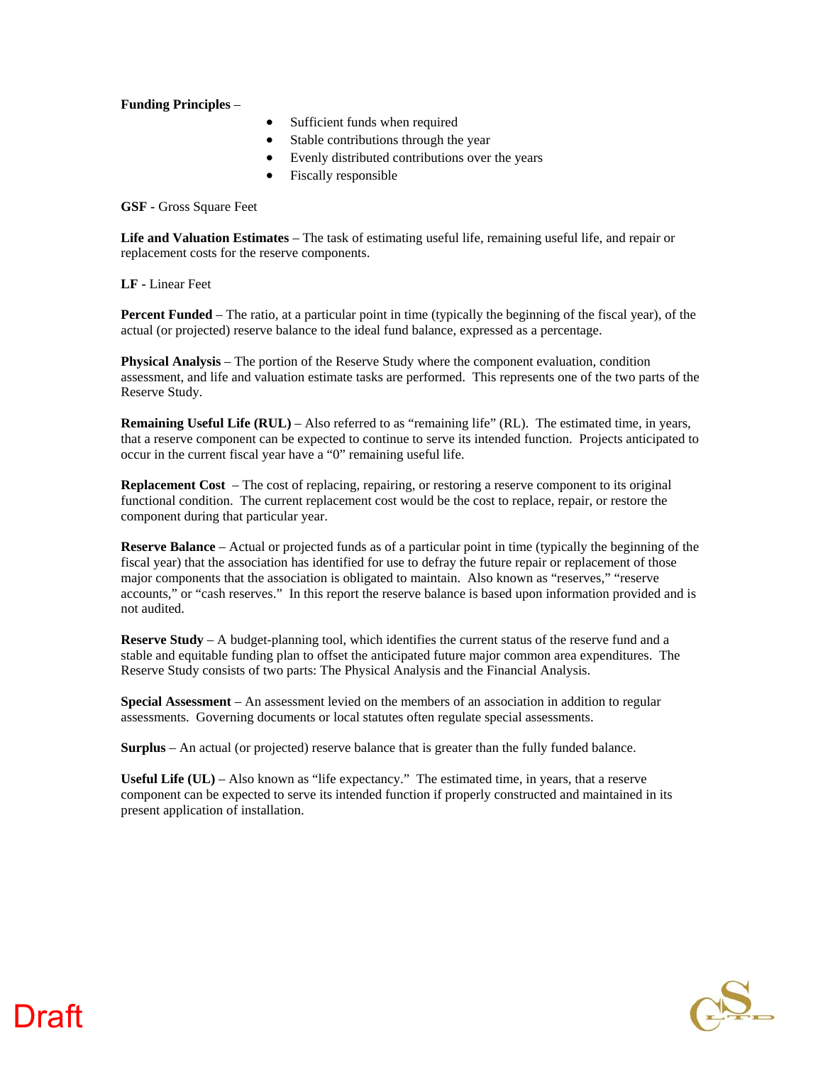**Funding Principles** –

- Sufficient funds when required
- Stable contributions through the year
- Evenly distributed contributions over the years
- Fiscally responsible

**GSF** - Gross Square Feet

**Life and Valuation Estimates** – The task of estimating useful life, remaining useful life, and repair or replacement costs for the reserve components.

**LF** - Linear Feet

**Percent Funded** – The ratio, at a particular point in time (typically the beginning of the fiscal year), of the actual (or projected) reserve balance to the ideal fund balance, expressed as a percentage.

**Physical Analysis** – The portion of the Reserve Study where the component evaluation, condition assessment, and life and valuation estimate tasks are performed. This represents one of the two parts of the Reserve Study.

**Remaining Useful Life (RUL)** – Also referred to as "remaining life" (RL). The estimated time, in years, that a reserve component can be expected to continue to serve its intended function. Projects anticipated to occur in the current fiscal year have a "0" remaining useful life.

**Replacement Cost** – The cost of replacing, repairing, or restoring a reserve component to its original functional condition. The current replacement cost would be the cost to replace, repair, or restore the component during that particular year.

**Reserve Balance** – Actual or projected funds as of a particular point in time (typically the beginning of the fiscal year) that the association has identified for use to defray the future repair or replacement of those major components that the association is obligated to maintain. Also known as "reserves," "reserve accounts," or "cash reserves." In this report the reserve balance is based upon information provided and is not audited.

**Reserve Study** – A budget-planning tool, which identifies the current status of the reserve fund and a stable and equitable funding plan to offset the anticipated future major common area expenditures. The Reserve Study consists of two parts: The Physical Analysis and the Financial Analysis.

**Special Assessment** – An assessment levied on the members of an association in addition to regular assessments. Governing documents or local statutes often regulate special assessments.

**Surplus** – An actual (or projected) reserve balance that is greater than the fully funded balance.

**Useful Life (UL)** – Also known as "life expectancy." The estimated time, in years, that a reserve component can be expected to serve its intended function if properly constructed and maintained in its present application of installation.

Draft